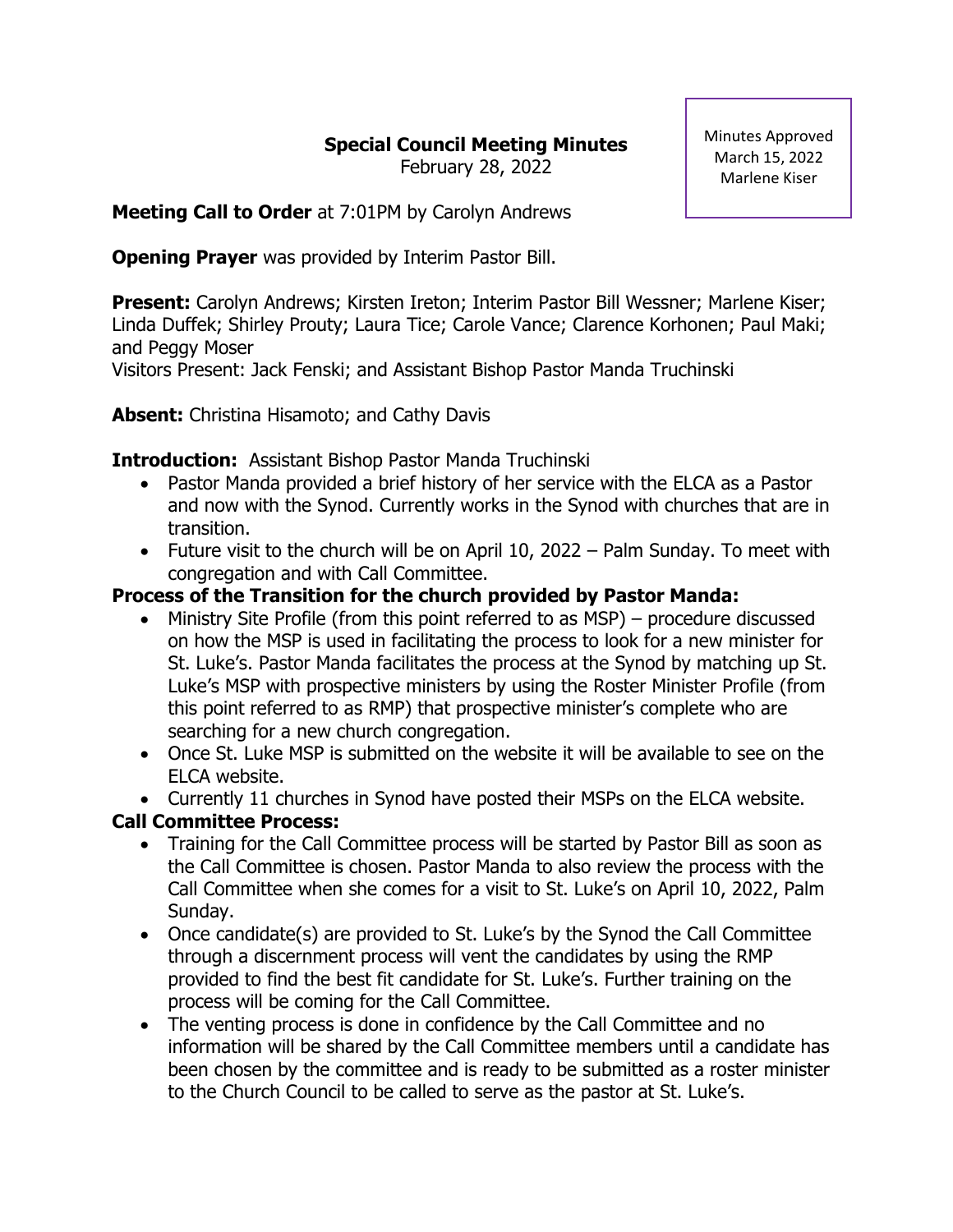# Special Council Meeting Minutes

February 28, 2022

Minutes Approved
March 15, 2022
Marlene Kiser

**Meeting Call to Order** at 7:01PM by Carolyn Andrews

**Opening Prayer** was provided by Interim Pastor Bill.

**Present:** Carolyn Andrews; Kirsten Ireton; Interim Pastor Bill Wessner; Marlene Kiser; Linda Duffek; Shirley Prouty; Laura Tice; Carole Vance; Clarence Korhonen; Paul Maki; and Peggy Moser
Visitors Present: Jack Fenski; and Assistant Bishop Pastor Manda Truchinski

**Absent:** Christina Hisamoto; and Cathy Davis

**Introduction:** Assistant Bishop Pastor Manda Truchinski

- Pastor Manda provided a brief history of her service with the ELCA as a Pastor and now with the Synod. Currently works in the Synod with churches that are in transition.
- Future visit to the church will be on April 10, 2022 – Palm Sunday. To meet with congregation and with Call Committee.

**Process of the Transition for the church provided by Pastor Manda:**

- Ministry Site Profile (from this point referred to as MSP) – procedure discussed on how the MSP is used in facilitating the process to look for a new minister for St. Luke's. Pastor Manda facilitates the process at the Synod by matching up St. Luke's MSP with prospective ministers by using the Roster Minister Profile (from this point referred to as RMP) that prospective minister's complete who are searching for a new church congregation.
- Once St. Luke MSP is submitted on the website it will be available to see on the ELCA website.
- Currently 11 churches in Synod have posted their MSPs on the ELCA website.

**Call Committee Process:**

- Training for the Call Committee process will be started by Pastor Bill as soon as the Call Committee is chosen. Pastor Manda to also review the process with the Call Committee when she comes for a visit to St. Luke's on April 10, 2022, Palm Sunday.
- Once candidate(s) are provided to St. Luke's by the Synod the Call Committee through a discernment process will vent the candidates by using the RMP provided to find the best fit candidate for St. Luke's. Further training on the process will be coming for the Call Committee.
- The venting process is done in confidence by the Call Committee and no information will be shared by the Call Committee members until a candidate has been chosen by the committee and is ready to be submitted as a roster minister to the Church Council to be called to serve as the pastor at St. Luke's.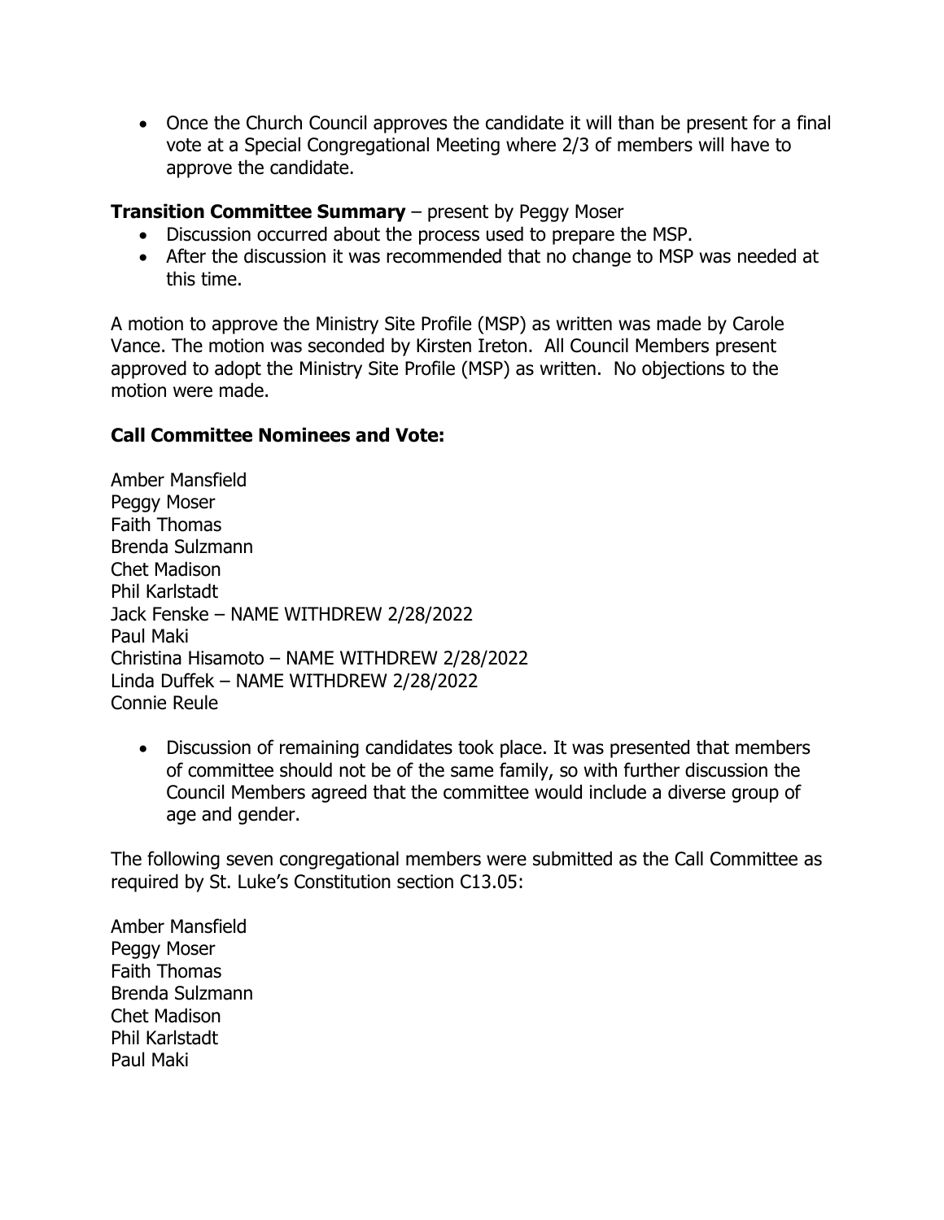- Once the Church Council approves the candidate it will than be present for a final vote at a Special Congregational Meeting where 2/3 of members will have to approve the candidate.

**Transition Committee Summary** – present by Peggy Moser

- Discussion occurred about the process used to prepare the MSP.
- After the discussion it was recommended that no change to MSP was needed at this time.

A motion to approve the Ministry Site Profile (MSP) as written was made by Carole Vance. The motion was seconded by Kirsten Ireton. All Council Members present approved to adopt the Ministry Site Profile (MSP) as written. No objections to the motion were made.

**Call Committee Nominees and Vote:**

Amber Mansfield
Peggy Moser
Faith Thomas
Brenda Sulzmann
Chet Madison
Phil Karlstadt
Jack Fenske – NAME WITHDREW 2/28/2022
Paul Maki
Christina Hisamoto – NAME WITHDREW 2/28/2022
Linda Duffek – NAME WITHDREW 2/28/2022
Connie Reule

- Discussion of remaining candidates took place. It was presented that members of committee should not be of the same family, so with further discussion the Council Members agreed that the committee would include a diverse group of age and gender.

The following seven congregational members were submitted as the Call Committee as required by St. Luke's Constitution section C13.05:

Amber Mansfield
Peggy Moser
Faith Thomas
Brenda Sulzmann
Chet Madison
Phil Karlstadt
Paul Maki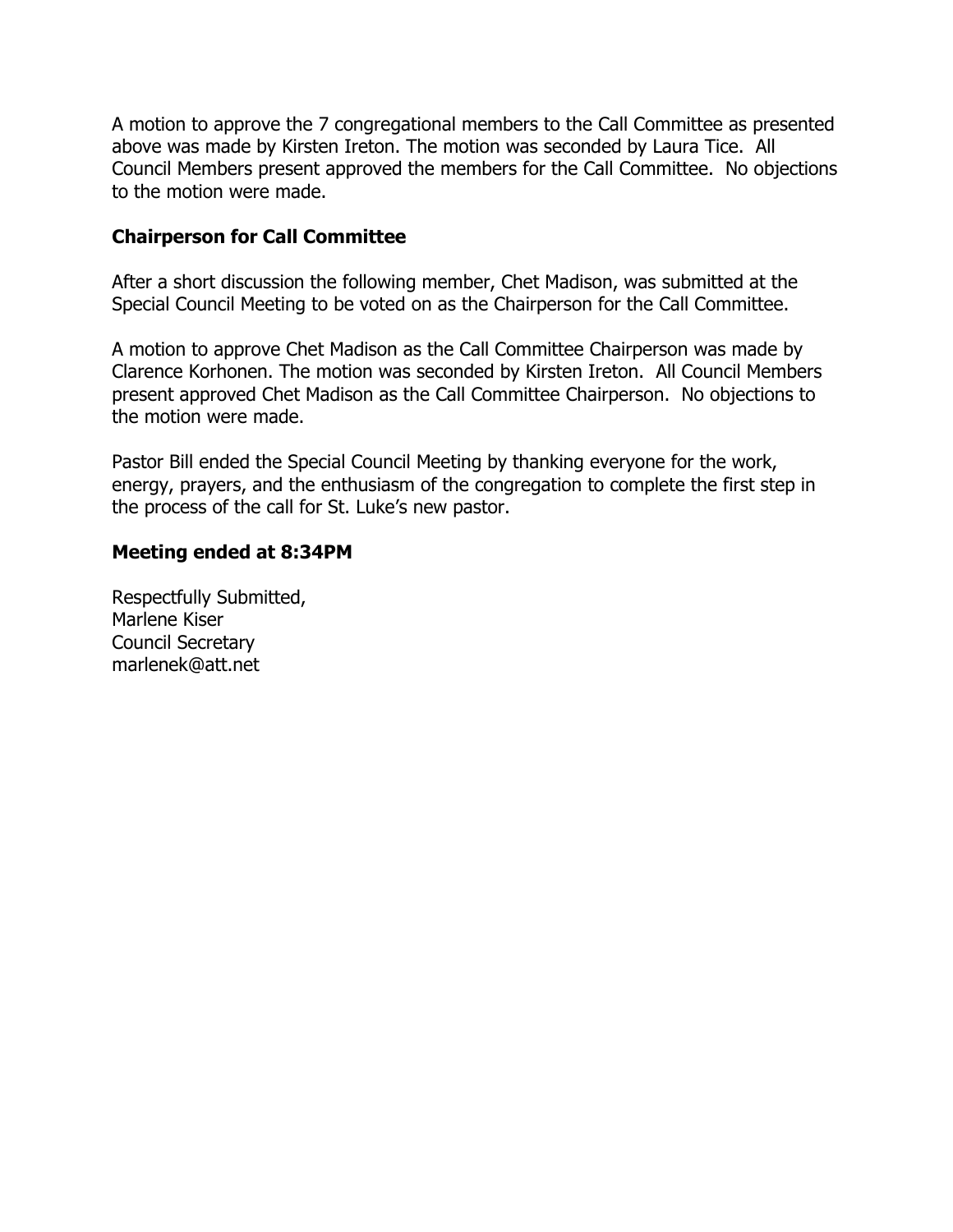A motion to approve the 7 congregational members to the Call Committee as presented above was made by Kirsten Ireton. The motion was seconded by Laura Tice. All Council Members present approved the members for the Call Committee. No objections to the motion were made.

**Chairperson for Call Committee**

After a short discussion the following member, Chet Madison, was submitted at the Special Council Meeting to be voted on as the Chairperson for the Call Committee.

A motion to approve Chet Madison as the Call Committee Chairperson was made by Clarence Korhonen. The motion was seconded by Kirsten Ireton. All Council Members present approved Chet Madison as the Call Committee Chairperson. No objections to the motion were made.

Pastor Bill ended the Special Council Meeting by thanking everyone for the work, energy, prayers, and the enthusiasm of the congregation to complete the first step in the process of the call for St. Luke's new pastor.

**Meeting ended at 8:34PM**

Respectfully Submitted,
Marlene Kiser
Council Secretary
marlenek@att.net